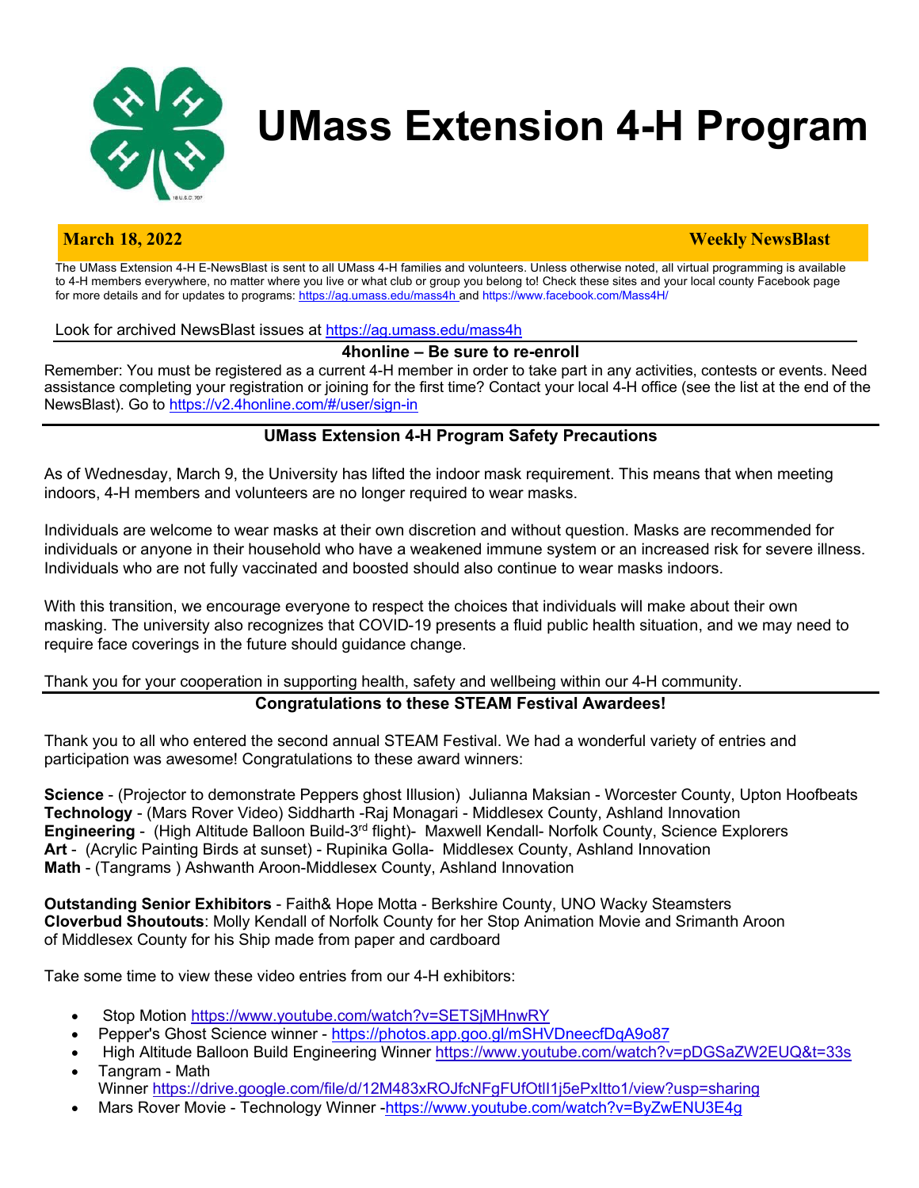# UMass Extension 4-H Program

**March 18, 2022** **Weekly NewsBlast**

The UMass Extension 4-H E-NewsBlast is sent to all UMass 4-H families and volunteers. Unless otherwise noted, all virtual programming is available to 4-H members everywhere, no matter where you live or what club or group you belong to! Check these sites and your local county Facebook page for more details and for updates to programs: https://ag.umass.edu/mass4h and https://www.facebook.com/Mass4H/

Look for archived NewsBlast issues at https://ag.umass.edu/mass4h

## 4honline – Be sure to re-enroll

Remember: You must be registered as a current 4-H member in order to take part in any activities, contests or events. Need assistance completing your registration or joining for the first time? Contact your local 4-H office (see the list at the end of the NewsBlast). Go to https://v2.4honline.com/#/user/sign-in

## UMass Extension 4-H Program Safety Precautions

As of Wednesday, March 9, the University has lifted the indoor mask requirement. This means that when meeting indoors, 4-H members and volunteers are no longer required to wear masks.

Individuals are welcome to wear masks at their own discretion and without question. Masks are recommended for individuals or anyone in their household who have a weakened immune system or an increased risk for severe illness. Individuals who are not fully vaccinated and boosted should also continue to wear masks indoors.

With this transition, we encourage everyone to respect the choices that individuals will make about their own masking. The university also recognizes that COVID-19 presents a fluid public health situation, and we may need to require face coverings in the future should guidance change.

Thank you for your cooperation in supporting health, safety and wellbeing within our 4-H community.

## Congratulations to these STEAM Festival Awardees!

Thank you to all who entered the second annual STEAM Festival. We had a wonderful variety of entries and participation was awesome! Congratulations to these award winners:

**Science** - (Projector to demonstrate Peppers ghost Illusion) Julianna Maksian - Worcester County, Upton Hoofbeats
**Technology** - (Mars Rover Video) Siddharth -Raj Monagari - Middlesex County, Ashland Innovation
**Engineering** - (High Altitude Balloon Build-3rd flight)- Maxwell Kendall- Norfolk County, Science Explorers
**Art** - (Acrylic Painting Birds at sunset) - Rupinika Golla- Middlesex County, Ashland Innovation
**Math** - (Tangrams ) Ashwanth Aroon-Middlesex County, Ashland Innovation

**Outstanding Senior Exhibitors** - Faith& Hope Motta - Berkshire County, UNO Wacky Steamsters
**Cloverbud Shoutouts**: Molly Kendall of Norfolk County for her Stop Animation Movie and Srimanth Aroon of Middlesex County for his Ship made from paper and cardboard

Take some time to view these video entries from our 4-H exhibitors:

- Stop Motion https://www.youtube.com/watch?v=SETSjMHnwRY
- Pepper's Ghost Science winner - https://photos.app.goo.gl/mSHVDneecfDqA9o87
- High Altitude Balloon Build Engineering Winner https://www.youtube.com/watch?v=pDGSaZW2EUQ&t=33s
- Tangram - Math Winner https://drive.google.com/file/d/12M483xROJfcNFgFUfOtlI1j5ePxItto1/view?usp=sharing
- Mars Rover Movie - Technology Winner -https://www.youtube.com/watch?v=ByZwENU3E4g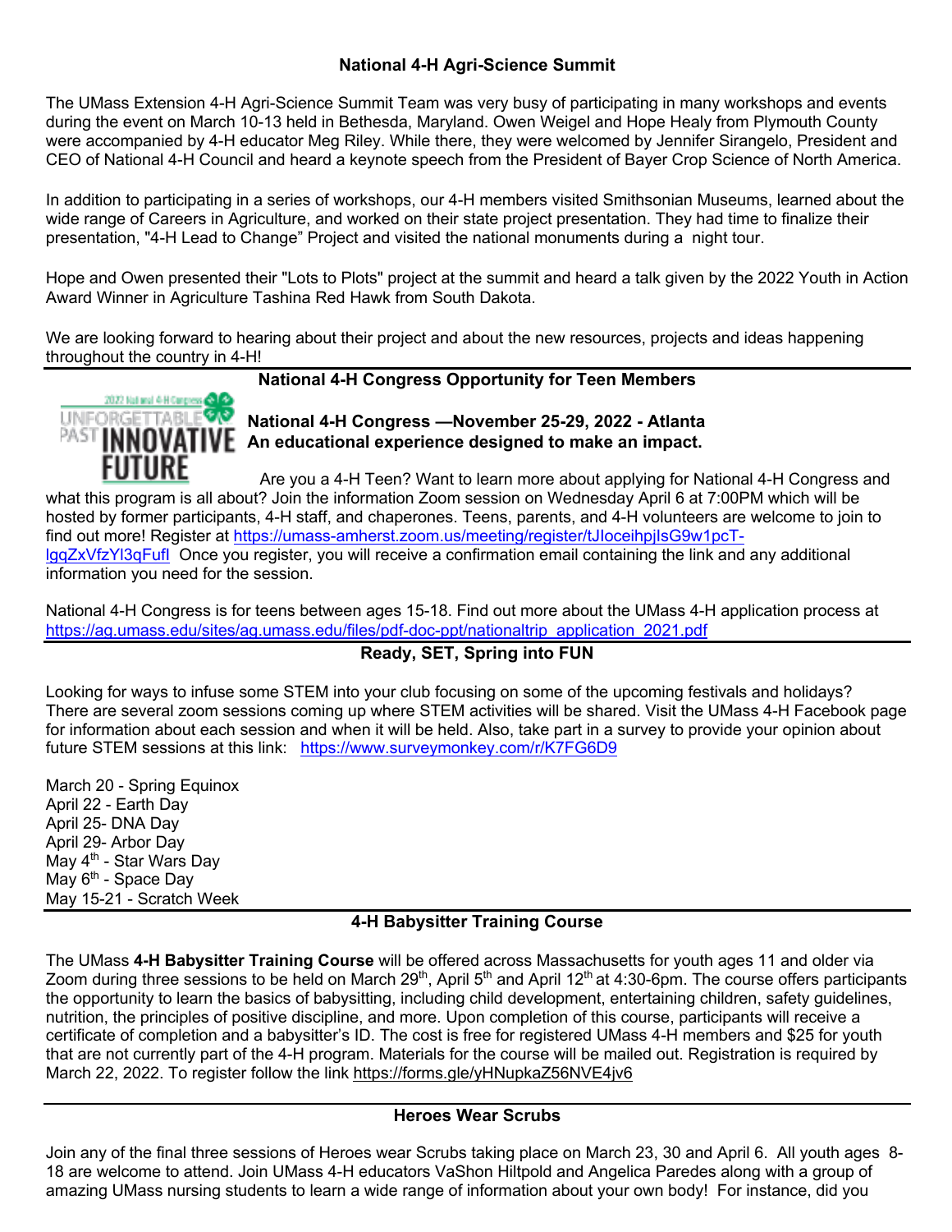## National 4-H Agri-Science Summit

The UMass Extension 4-H Agri-Science Summit Team was very busy of participating in many workshops and events during the event on March 10-13 held in Bethesda, Maryland. Owen Weigel and Hope Healy from Plymouth County were accompanied by 4-H educator Meg Riley. While there, they were welcomed by Jennifer Sirangelo, President and CEO of National 4-H Council and heard a keynote speech from the President of Bayer Crop Science of North America.

In addition to participating in a series of workshops, our 4-H members visited Smithsonian Museums, learned about the wide range of Careers in Agriculture, and worked on their state project presentation. They had time to finalize their presentation, "4-H Lead to Change" Project and visited the national monuments during a night tour.

Hope and Owen presented their "Lots to Plots" project at the summit and heard a talk given by the 2022 Youth in Action Award Winner in Agriculture Tashina Red Hawk from South Dakota.

We are looking forward to hearing about their project and about the new resources, projects and ideas happening throughout the country in 4-H!

## National 4-H Congress Opportunity for Teen Members

2022 National 4-H Congress UNFORGETTABLE PAST INNOVATIVE FUTURE

**National 4-H Congress —November 25-29, 2022 - Atlanta**
**An educational experience designed to make an impact.**

Are you a 4-H Teen? Want to learn more about applying for National 4-H Congress and what this program is all about? Join the information Zoom session on Wednesday April 6 at 7:00PM which will be hosted by former participants, 4-H staff, and chaperones. Teens, parents, and 4-H volunteers are welcome to join to find out more! Register at https://umass-amherst.zoom.us/meeting/register/tJIoceihpjIsG9w1pcT-lgqZxVfzYl3qFufI Once you register, you will receive a confirmation email containing the link and any additional information you need for the session.

National 4-H Congress is for teens between ages 15-18. Find out more about the UMass 4-H application process at https://ag.umass.edu/sites/ag.umass.edu/files/pdf-doc-ppt/nationaltrip_application_2021.pdf

## Ready, SET, Spring into FUN

Looking for ways to infuse some STEM into your club focusing on some of the upcoming festivals and holidays? There are several zoom sessions coming up where STEM activities will be shared. Visit the UMass 4-H Facebook page for information about each session and when it will be held. Also, take part in a survey to provide your opinion about future STEM sessions at this link: https://www.surveymonkey.com/r/K7FG6D9

March 20 - Spring Equinox
April 22 - Earth Day
April 25- DNA Day
April 29- Arbor Day
May 4th - Star Wars Day
May 6th - Space Day
May 15-21 - Scratch Week

## 4-H Babysitter Training Course

The UMass **4-H Babysitter Training Course** will be offered across Massachusetts for youth ages 11 and older via Zoom during three sessions to be held on March 29th, April 5th and April 12th at 4:30-6pm. The course offers participants the opportunity to learn the basics of babysitting, including child development, entertaining children, safety guidelines, nutrition, the principles of positive discipline, and more. Upon completion of this course, participants will receive a certificate of completion and a babysitter's ID. The cost is free for registered UMass 4-H members and $25 for youth that are not currently part of the 4-H program. Materials for the course will be mailed out. Registration is required by March 22, 2022. To register follow the link https://forms.gle/yHNupkaZ56NVE4jv6

## Heroes Wear Scrubs

Join any of the final three sessions of Heroes wear Scrubs taking place on March 23, 30 and April 6. All youth ages 8-18 are welcome to attend. Join UMass 4-H educators VaShon Hiltpold and Angelica Paredes along with a group of amazing UMass nursing students to learn a wide range of information about your own body! For instance, did you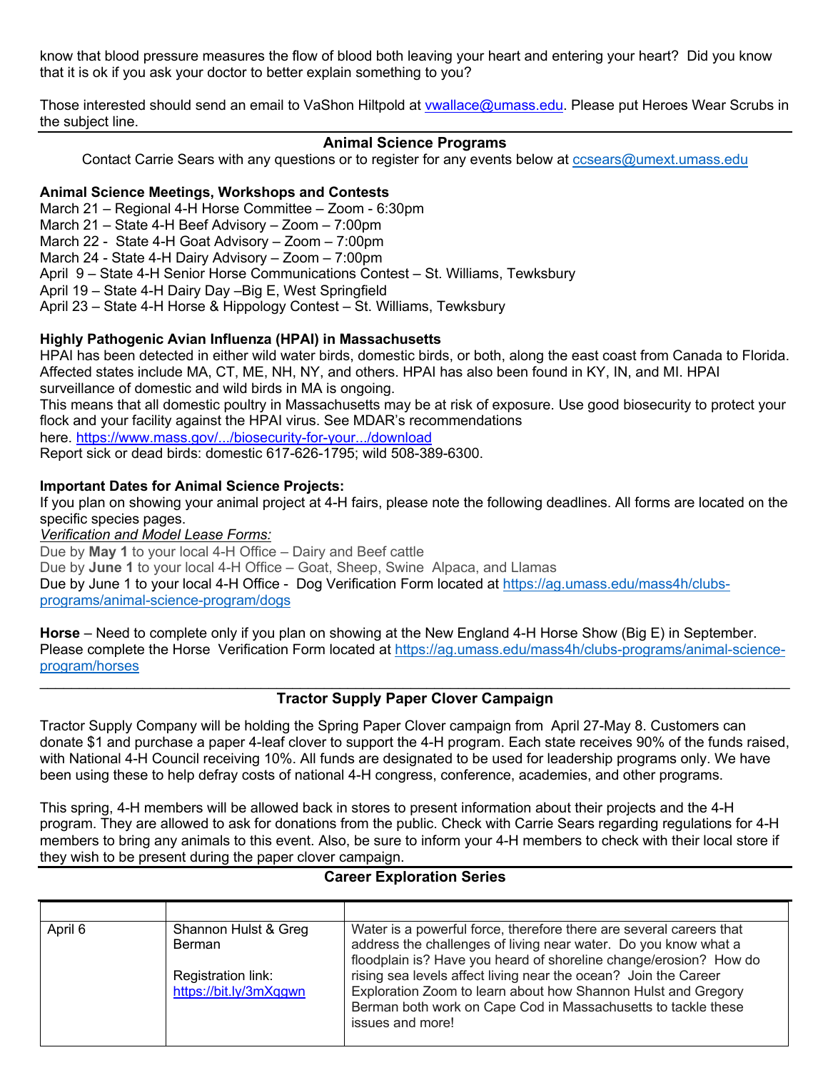know that blood pressure measures the flow of blood both leaving your heart and entering your heart? Did you know that it is ok if you ask your doctor to better explain something to you?

Those interested should send an email to VaShon Hiltpold at vwallace@umass.edu. Please put Heroes Wear Scrubs in the subject line.

## Animal Science Programs

Contact Carrie Sears with any questions or to register for any events below at ccsears@umext.umass.edu

**Animal Science Meetings, Workshops and Contests**

March 21 – Regional 4-H Horse Committee – Zoom - 6:30pm
March 21 – State 4-H Beef Advisory – Zoom – 7:00pm
March 22 - State 4-H Goat Advisory – Zoom – 7:00pm
March 24 - State 4-H Dairy Advisory – Zoom – 7:00pm
April 9 – State 4-H Senior Horse Communications Contest – St. Williams, Tewksbury
April 19 – State 4-H Dairy Day –Big E, West Springfield
April 23 – State 4-H Horse & Hippology Contest – St. Williams, Tewksbury

**Highly Pathogenic Avian Influenza (HPAI) in Massachusetts**

HPAI has been detected in either wild water birds, domestic birds, or both, along the east coast from Canada to Florida. Affected states include MA, CT, ME, NH, NY, and others. HPAI has also been found in KY, IN, and MI. HPAI surveillance of domestic and wild birds in MA is ongoing.
This means that all domestic poultry in Massachusetts may be at risk of exposure. Use good biosecurity to protect your flock and your facility against the HPAI virus. See MDAR's recommendations here. https://www.mass.gov/.../biosecurity-for-your.../download
Report sick or dead birds: domestic 617-626-1795; wild 508-389-6300.

**Important Dates for Animal Science Projects:**

If you plan on showing your animal project at 4-H fairs, please note the following deadlines. All forms are located on the specific species pages.

*Verification and Model Lease Forms:*

Due by **May 1** to your local 4-H Office – Dairy and Beef cattle
Due by **June 1** to your local 4-H Office – Goat, Sheep, Swine Alpaca, and Llamas
Due by June 1 to your local 4-H Office - Dog Verification Form located at https://ag.umass.edu/mass4h/clubs-programs/animal-science-program/dogs

**Horse** – Need to complete only if you plan on showing at the New England 4-H Horse Show (Big E) in September. Please complete the Horse Verification Form located at https://ag.umass.edu/mass4h/clubs-programs/animal-science-program/horses

## Tractor Supply Paper Clover Campaign

Tractor Supply Company will be holding the Spring Paper Clover campaign from April 27-May 8. Customers can donate $1 and purchase a paper 4-leaf clover to support the 4-H program. Each state receives 90% of the funds raised, with National 4-H Council receiving 10%. All funds are designated to be used for leadership programs only. We have been using these to help defray costs of national 4-H congress, conference, academies, and other programs.

This spring, 4-H members will be allowed back in stores to present information about their projects and the 4-H program. They are allowed to ask for donations from the public. Check with Carrie Sears regarding regulations for 4-H members to bring any animals to this event. Also, be sure to inform your 4-H members to check with their local store if they wish to be present during the paper clover campaign.

## Career Exploration Series

| | | |
|---|---|---|
| April 6 | Shannon Hulst & Greg Berman<br><br>Registration link: https://bit.ly/3mXqgwn | Water is a powerful force, therefore there are several careers that address the challenges of living near water. Do you know what a floodplain is? Have you heard of shoreline change/erosion? How do rising sea levels affect living near the ocean? Join the Career Exploration Zoom to learn about how Shannon Hulst and Gregory Berman both work on Cape Cod in Massachusetts to tackle these issues and more! |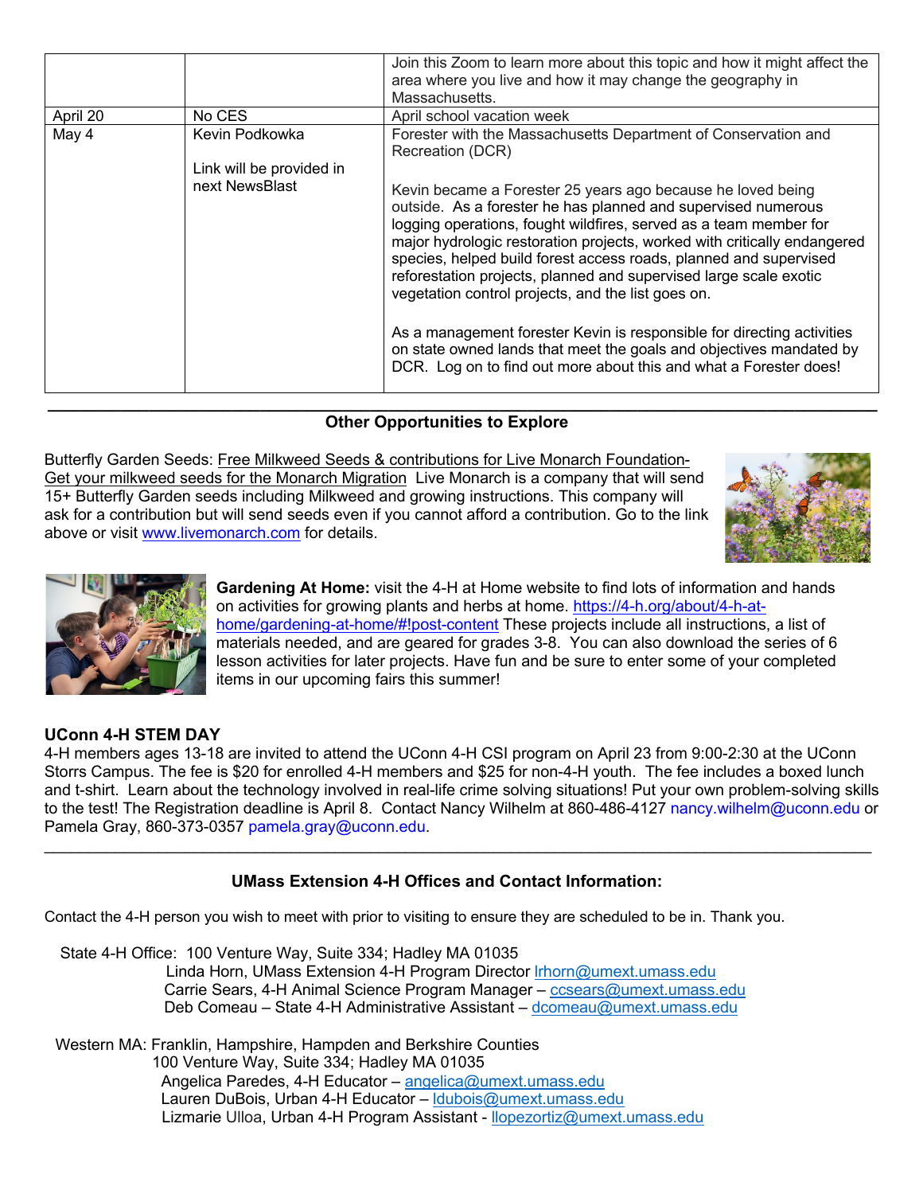| | | Join this Zoom to learn more about this topic and how it might affect the area where you live and how it may change the geography in Massachusetts. |
|---|---|---|
| April 20 | No CES | April school vacation week |
| May 4 | Kevin Podkowka<br><br>Link will be provided in next NewsBlast | Forester with the Massachusetts Department of Conservation and Recreation (DCR)<br><br>Kevin became a Forester 25 years ago because he loved being outside. As a forester he has planned and supervised numerous logging operations, fought wildfires, served as a team member for major hydrologic restoration projects, worked with critically endangered species, helped build forest access roads, planned and supervised reforestation projects, planned and supervised large scale exotic vegetation control projects, and the list goes on.<br><br>As a management forester Kevin is responsible for directing activities on state owned lands that meet the goals and objectives mandated by DCR. Log on to find out more about this and what a Forester does! |

---

## Other Opportunities to Explore

Butterfly Garden Seeds: Free Milkweed Seeds & contributions for Live Monarch Foundation- Get your milkweed seeds for the Monarch Migration Live Monarch is a company that will send 15+ Butterfly Garden seeds including Milkweed and growing instructions. This company will ask for a contribution but will send seeds even if you cannot afford a contribution. Go to the link above or visit www.livemonarch.com for details.

**Gardening At Home:** visit the 4-H at Home website to find lots of information and hands on activities for growing plants and herbs at home. https://4-h.org/about/4-h-at-home/gardening-at-home/#!post-content These projects include all instructions, a list of materials needed, and are geared for grades 3-8. You can also download the series of 6 lesson activities for later projects. Have fun and be sure to enter some of your completed items in our upcoming fairs this summer!

**UConn 4-H STEM DAY**

4-H members ages 13-18 are invited to attend the UConn 4-H CSI program on April 23 from 9:00-2:30 at the UConn Storrs Campus. The fee is $20 for enrolled 4-H members and $25 for non-4-H youth. The fee includes a boxed lunch and t-shirt. Learn about the technology involved in real-life crime solving situations! Put your own problem-solving skills to the test! The Registration deadline is April 8. Contact Nancy Wilhelm at 860-486-4127 nancy.wilhelm@uconn.edu or Pamela Gray, 860-373-0357 pamela.gray@uconn.edu.

---

## UMass Extension 4-H Offices and Contact Information:

Contact the 4-H person you wish to meet with prior to visiting to ensure they are scheduled to be in. Thank you.

State 4-H Office: 100 Venture Way, Suite 334; Hadley MA 01035
- Linda Horn, UMass Extension 4-H Program Director lrhorn@umext.umass.edu
- Carrie Sears, 4-H Animal Science Program Manager – ccsears@umext.umass.edu
- Deb Comeau – State 4-H Administrative Assistant – dcomeau@umext.umass.edu

Western MA: Franklin, Hampshire, Hampden and Berkshire Counties
100 Venture Way, Suite 334; Hadley MA 01035
- Angelica Paredes, 4-H Educator – angelica@umext.umass.edu
- Lauren DuBois, Urban 4-H Educator – ldubois@umext.umass.edu
- Lizmarie Ulloa, Urban 4-H Program Assistant - llopezortiz@umext.umass.edu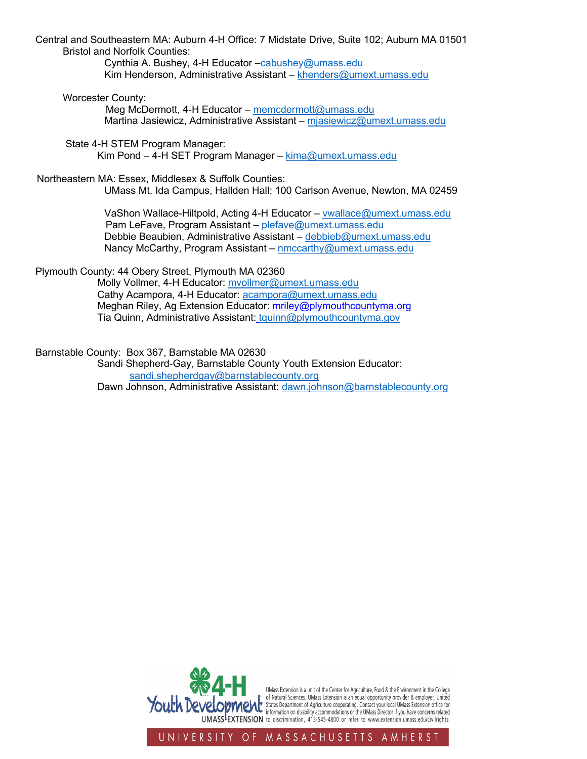Central and Southeastern MA: Auburn 4-H Office: 7 Midstate Drive, Suite 102; Auburn MA 01501

Bristol and Norfolk Counties:

Cynthia A. Bushey, 4-H Educator –cabushey@umass.edu
Kim Henderson, Administrative Assistant – khenders@umext.umass.edu

Worcester County:

Meg McDermott, 4-H Educator – memcdermott@umass.edu
Martina Jasiewicz, Administrative Assistant – mjasiewicz@umext.umass.edu

State 4-H STEM Program Manager:

Kim Pond – 4-H SET Program Manager – kima@umext.umass.edu

Northeastern MA: Essex, Middlesex & Suffolk Counties:

UMass Mt. Ida Campus, Hallden Hall; 100 Carlson Avenue, Newton, MA 02459

VaShon Wallace-Hiltpold, Acting 4-H Educator – vwallace@umext.umass.edu
Pam LeFave, Program Assistant – plefave@umext.umass.edu
Debbie Beaubien, Administrative Assistant – debbieb@umext.umass.edu
Nancy McCarthy, Program Assistant – nmccarthy@umext.umass.edu

Plymouth County: 44 Obery Street, Plymouth MA 02360

Molly Vollmer, 4-H Educator: mvollmer@umext.umass.edu
Cathy Acampora, 4-H Educator: acampora@umext.umass.edu
Meghan Riley, Ag Extension Educator: mriley@plymouthcountyma.org
Tia Quinn, Administrative Assistant: tquinn@plymouthcountyma.gov

Barnstable County: Box 367, Barnstable MA 02630

Sandi Shepherd-Gay, Barnstable County Youth Extension Educator:
sandi.shepherdgay@barnstablecounty.org
Dawn Johnson, Administrative Assistant: dawn.johnson@barnstablecounty.org

4-H Youth Development UMASS EXTENSION

UMass Extension is a unit of the Center for Agriculture, Food & the Environment in the College of Natural Sciences. UMass Extension is an equal opportunity provider & employer, United States Department of Agriculture cooperating. Contact your local UMass Extension office for information on disability accommodations or the UMass Director if you have concerns related to discrimination, 413-545-4800 or refer to www.extension.umass.edu/civilrights.

UNIVERSITY OF MASSACHUSETTS AMHERST